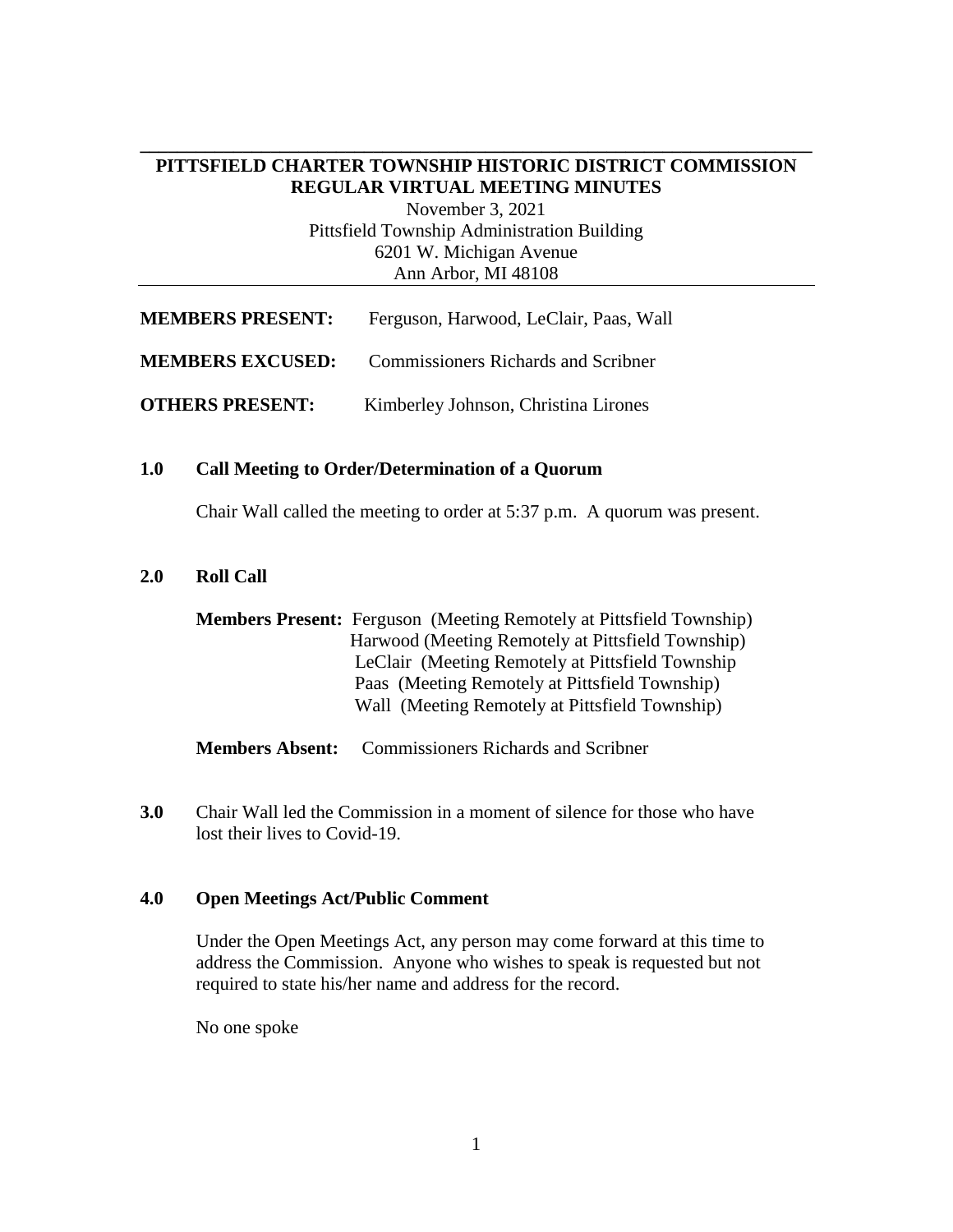# PITTSFIELD CHARTER TOWNSHIP HISTORIC DISTRICT COMMISSION REGULAR VIRTUAL MEETING MINUTES

November 3, 2021
Pittsfield Township Administration Building
6201 W. Michigan Avenue
Ann Arbor, MI 48108

**MEMBERS PRESENT:** Ferguson, Harwood, LeClair, Paas, Wall

**MEMBERS EXCUSED:** Commissioners Richards and Scribner

**OTHERS PRESENT:** Kimberley Johnson, Christina Lirones

## 1.0 Call Meeting to Order/Determination of a Quorum

Chair Wall called the meeting to order at 5:37 p.m. A quorum was present.

## 2.0 Roll Call

**Members Present:** Ferguson (Meeting Remotely at Pittsfield Township)
Harwood (Meeting Remotely at Pittsfield Township)
LeClair (Meeting Remotely at Pittsfield Township
Paas (Meeting Remotely at Pittsfield Township)
Wall (Meeting Remotely at Pittsfield Township)

**Members Absent:** Commissioners Richards and Scribner

**3.0** Chair Wall led the Commission in a moment of silence for those who have lost their lives to Covid-19.

## 4.0 Open Meetings Act/Public Comment

Under the Open Meetings Act, any person may come forward at this time to address the Commission. Anyone who wishes to speak is requested but not required to state his/her name and address for the record.

No one spoke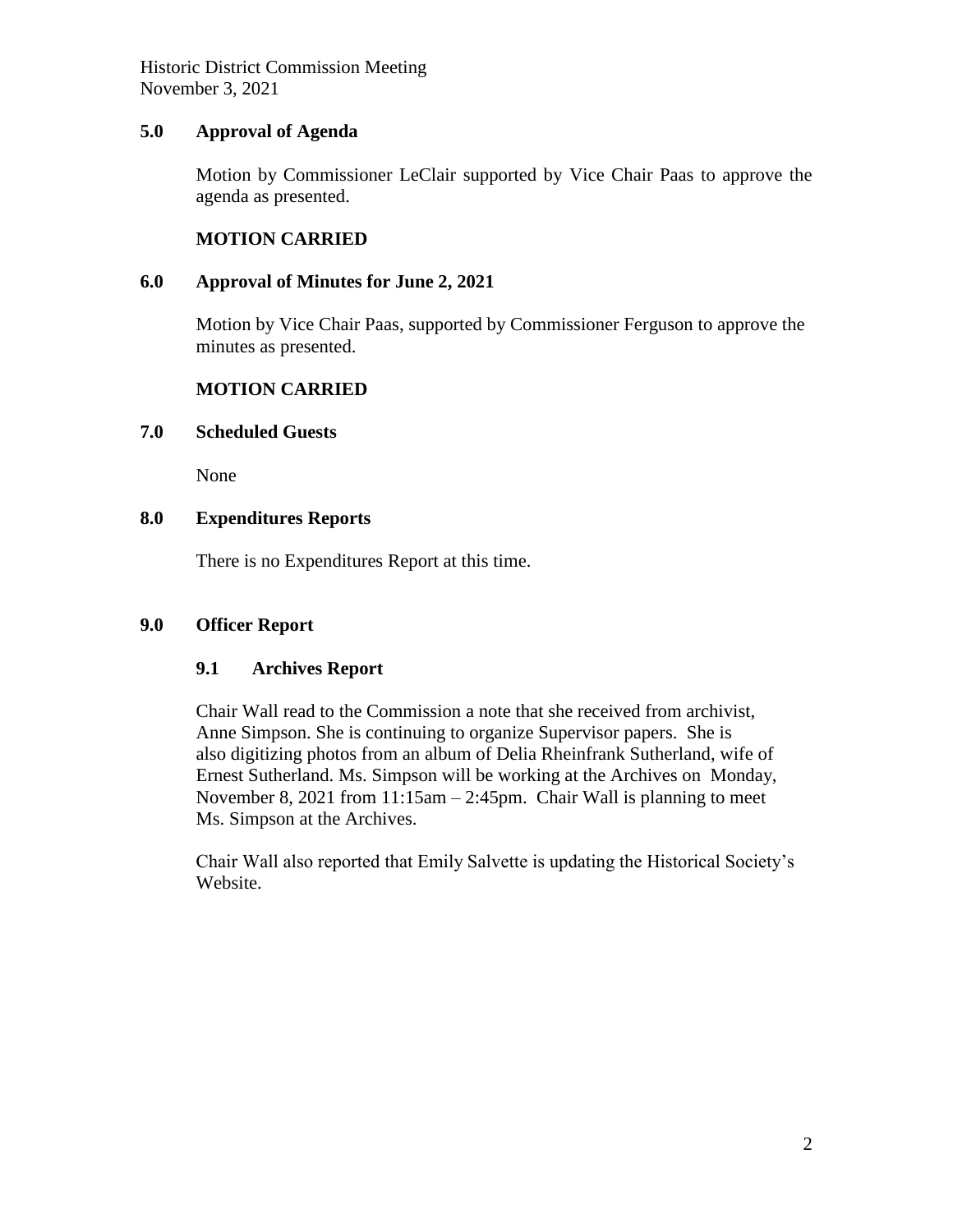## 5.0 Approval of Agenda

Motion by Commissioner LeClair supported by Vice Chair Paas to approve the agenda as presented.

**MOTION CARRIED**

## 6.0 Approval of Minutes for June 2, 2021

Motion by Vice Chair Paas, supported by Commissioner Ferguson to approve the minutes as presented.

**MOTION CARRIED**

## 7.0 Scheduled Guests

None

## 8.0 Expenditures Reports

There is no Expenditures Report at this time.

## 9.0 Officer Report

### 9.1 Archives Report

Chair Wall read to the Commission a note that she received from archivist, Anne Simpson. She is continuing to organize Supervisor papers. She is also digitizing photos from an album of Delia Rheinfrank Sutherland, wife of Ernest Sutherland. Ms. Simpson will be working at the Archives on Monday, November 8, 2021 from 11:15am – 2:45pm. Chair Wall is planning to meet Ms. Simpson at the Archives.

Chair Wall also reported that Emily Salvette is updating the Historical Society's Website.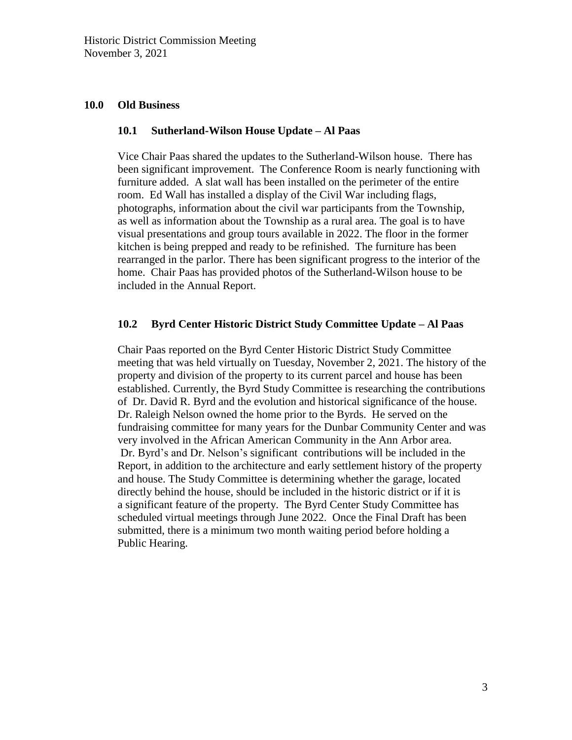## 10.0 Old Business

### 10.1 Sutherland-Wilson House Update – Al Paas

Vice Chair Paas shared the updates to the Sutherland-Wilson house. There has been significant improvement. The Conference Room is nearly functioning with furniture added. A slat wall has been installed on the perimeter of the entire room. Ed Wall has installed a display of the Civil War including flags, photographs, information about the civil war participants from the Township, as well as information about the Township as a rural area. The goal is to have visual presentations and group tours available in 2022. The floor in the former kitchen is being prepped and ready to be refinished. The furniture has been rearranged in the parlor. There has been significant progress to the interior of the home. Chair Paas has provided photos of the Sutherland-Wilson house to be included in the Annual Report.

### 10.2 Byrd Center Historic District Study Committee Update – Al Paas

Chair Paas reported on the Byrd Center Historic District Study Committee meeting that was held virtually on Tuesday, November 2, 2021. The history of the property and division of the property to its current parcel and house has been established. Currently, the Byrd Study Committee is researching the contributions of Dr. David R. Byrd and the evolution and historical significance of the house. Dr. Raleigh Nelson owned the home prior to the Byrds. He served on the fundraising committee for many years for the Dunbar Community Center and was very involved in the African American Community in the Ann Arbor area. Dr. Byrd's and Dr. Nelson's significant contributions will be included in the Report, in addition to the architecture and early settlement history of the property and house. The Study Committee is determining whether the garage, located directly behind the house, should be included in the historic district or if it is a significant feature of the property. The Byrd Center Study Committee has scheduled virtual meetings through June 2022. Once the Final Draft has been submitted, there is a minimum two month waiting period before holding a Public Hearing.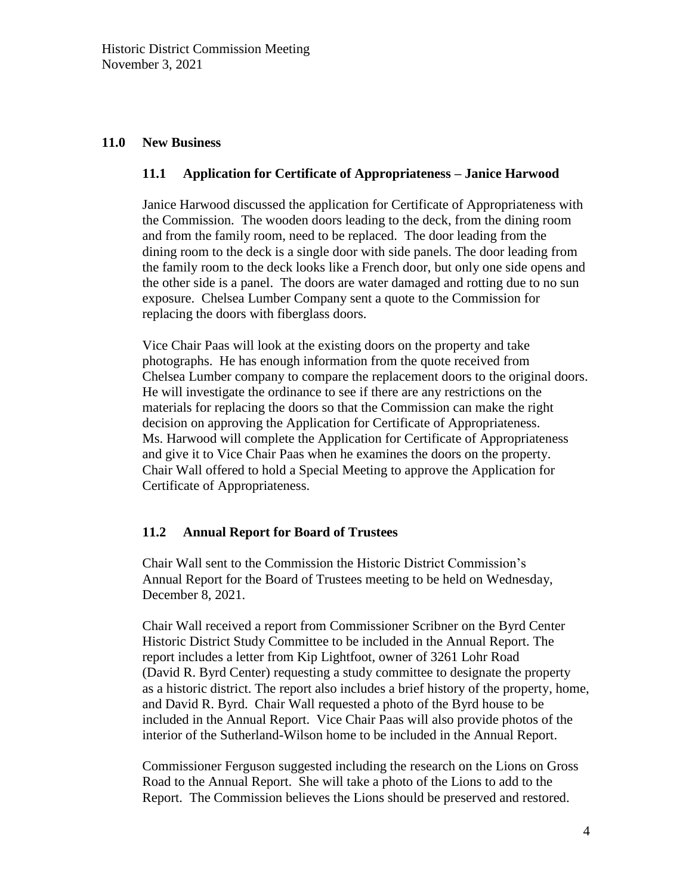## 11.0 New Business

### 11.1 Application for Certificate of Appropriateness – Janice Harwood

Janice Harwood discussed the application for Certificate of Appropriateness with the Commission. The wooden doors leading to the deck, from the dining room and from the family room, need to be replaced. The door leading from the dining room to the deck is a single door with side panels. The door leading from the family room to the deck looks like a French door, but only one side opens and the other side is a panel. The doors are water damaged and rotting due to no sun exposure. Chelsea Lumber Company sent a quote to the Commission for replacing the doors with fiberglass doors.

Vice Chair Paas will look at the existing doors on the property and take photographs. He has enough information from the quote received from Chelsea Lumber company to compare the replacement doors to the original doors. He will investigate the ordinance to see if there are any restrictions on the materials for replacing the doors so that the Commission can make the right decision on approving the Application for Certificate of Appropriateness. Ms. Harwood will complete the Application for Certificate of Appropriateness and give it to Vice Chair Paas when he examines the doors on the property. Chair Wall offered to hold a Special Meeting to approve the Application for Certificate of Appropriateness.

### 11.2 Annual Report for Board of Trustees

Chair Wall sent to the Commission the Historic District Commission's Annual Report for the Board of Trustees meeting to be held on Wednesday, December 8, 2021.

Chair Wall received a report from Commissioner Scribner on the Byrd Center Historic District Study Committee to be included in the Annual Report. The report includes a letter from Kip Lightfoot, owner of 3261 Lohr Road (David R. Byrd Center) requesting a study committee to designate the property as a historic district. The report also includes a brief history of the property, home, and David R. Byrd. Chair Wall requested a photo of the Byrd house to be included in the Annual Report. Vice Chair Paas will also provide photos of the interior of the Sutherland-Wilson home to be included in the Annual Report.

Commissioner Ferguson suggested including the research on the Lions on Gross Road to the Annual Report. She will take a photo of the Lions to add to the Report. The Commission believes the Lions should be preserved and restored.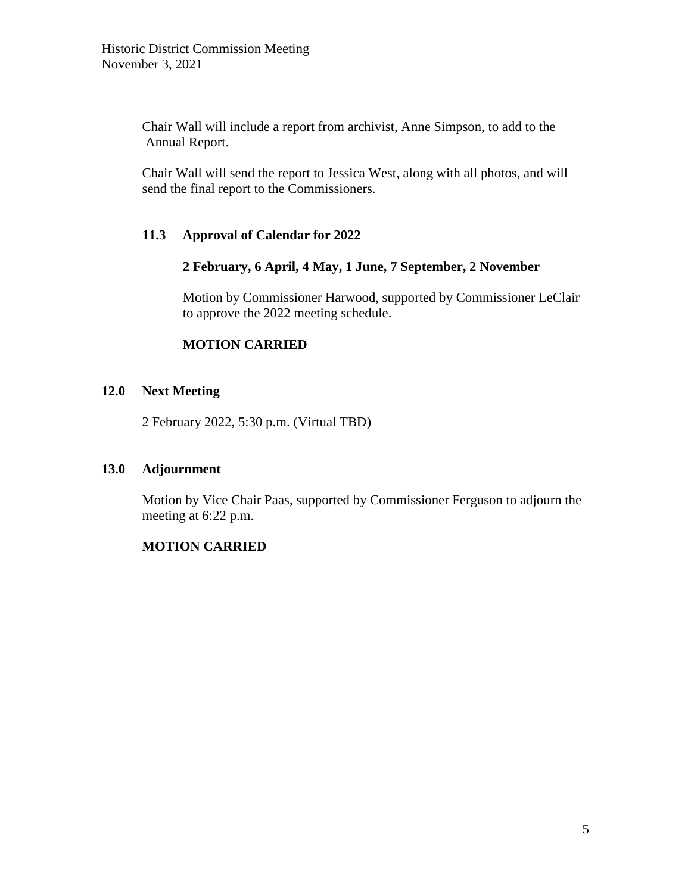Chair Wall will include a report from archivist, Anne Simpson, to add to the Annual Report.

Chair Wall will send the report to Jessica West, along with all photos, and will send the final report to the Commissioners.

### 11.3 Approval of Calendar for 2022

**2 February, 6 April, 4 May, 1 June, 7 September, 2 November**

Motion by Commissioner Harwood, supported by Commissioner LeClair to approve the 2022 meeting schedule.

**MOTION CARRIED**

## 12.0 Next Meeting

2 February 2022, 5:30 p.m. (Virtual TBD)

## 13.0 Adjournment

Motion by Vice Chair Paas, supported by Commissioner Ferguson to adjourn the meeting at 6:22 p.m.

**MOTION CARRIED**